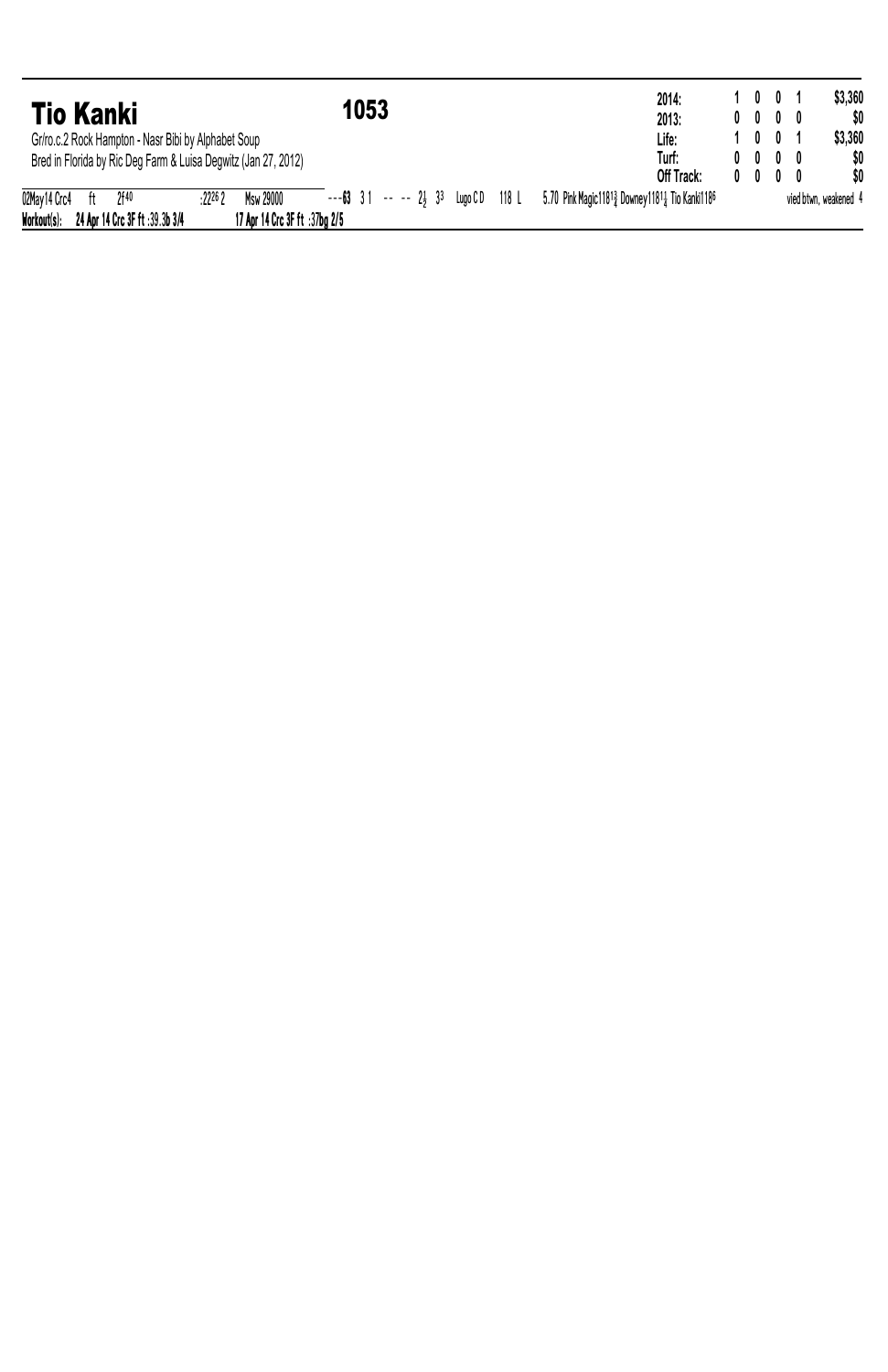# Tio Kanki

**1053**

Gr/ro.c.2 Rock Hampton - Nasr Bibi by Alphabet Soup
Bred in Florida by Ric Deg Farm & Luisa Degwitz (Jan 27, 2012)

| | | | | | |
|---|---|---|---|---|---|
| **2014:** | 1 | 0 | 0 | 1 | $3,360 |
| **2013:** | 0 | 0 | 0 | 0 | $0 |
| **Life:** | 1 | 0 | 0 | 1 | $3,360 |
| **Turf:** | 0 | 0 | 0 | 0 | $0 |
| **Off Track:** | 0 | 0 | 0 | 0 | $0 |

02May14 Crc4 ft 2f40 :22 26 2 Msw 29000 ---**63** 3 1 -- -- 2½ 3³ Lugo C D 118 L 5.70 Pink Magic118¹¾ Downey118¹¼ Tio Kanki118⁶ vied btwn, weakened 4

**Workout(s): 24 Apr 14 Crc 3F ft :39.3b 3/4 17 Apr 14 Crc 3F ft :37bg 2/5**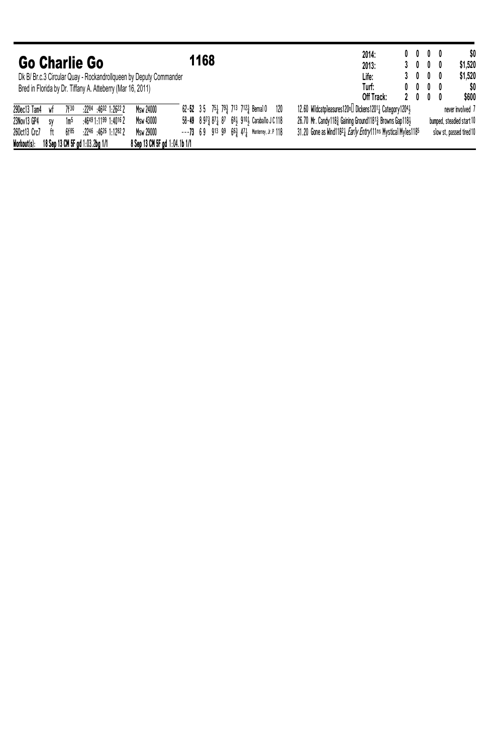## Go Charlie Go

**1168**

Dk B/ Br.c.3 Circular Quay - Rockandrollqueen by Deputy Commander
Bred in Florida by Dr. Tiffany A. Atteberry (Mar 16, 2011)

| | Starts | 1st | 2nd | 3rd | Earnings |
|---|---|---|---|---|---|
| 2014: | 0 | 0 | 0 | 0 | $0 |
| 2013: | 3 | 0 | 0 | 0 | $1,520 |
| Life: | 3 | 0 | 0 | 0 | $1,520 |
| Turf: | 0 | 0 | 0 | 0 | $0 |
| Off Track: | 2 | 0 | 0 | 0 | $600 |

| Date/Track | Cond | Dist | Fractions | Race | Speed | PP | Calls | Jockey | Wt | Odds | Top Finishers | Comment |
|---|---|---|---|---|---|---|---|---|---|---|---|---|
| 29Dec13 Tam4 | wf | 7f30 | :2284 :4602 1:2622 2 | Msw 24000 | 62-52 | 3 5 | 75¼ 79¾ 713 712¾ | Bernal O | 120 | 12.60 | Wildcatpleasures120nk Dickens1201¼ Category1204½ | never involved 7 |
| 23Nov13 GP4 | sy | 1m5 | :4649 1:1199 1:4016 2 | Msw 43000 | 58-49 | 8 9 | 97¾ 87¼ 87 68½ 910½ | Caraballo J C | 118 | 26.70 | Mr. Candy118¾ Gaining Ground1181¾ Browns Gap118½ | bumped, steadied start 10 |
| 26Oct13 Crc7 | ft | 6f85 | :2246 :4626 1:1282 2 | Msw 29000 | ---73 | 6 9 | 913 99 66¾ 47¼ | Monterrey, Jr. P | 118 | 31.20 | Gone as Wind1182¼ *Early Entry*111ns Mystical Myles1185 | slow st, passed tired 10 |

**Workout(s):** 18 Sep 13 CM 5F gd 1:03.2bg 1/1 — 8 Sep 13 CM 5F gd 1:04.1b 1/1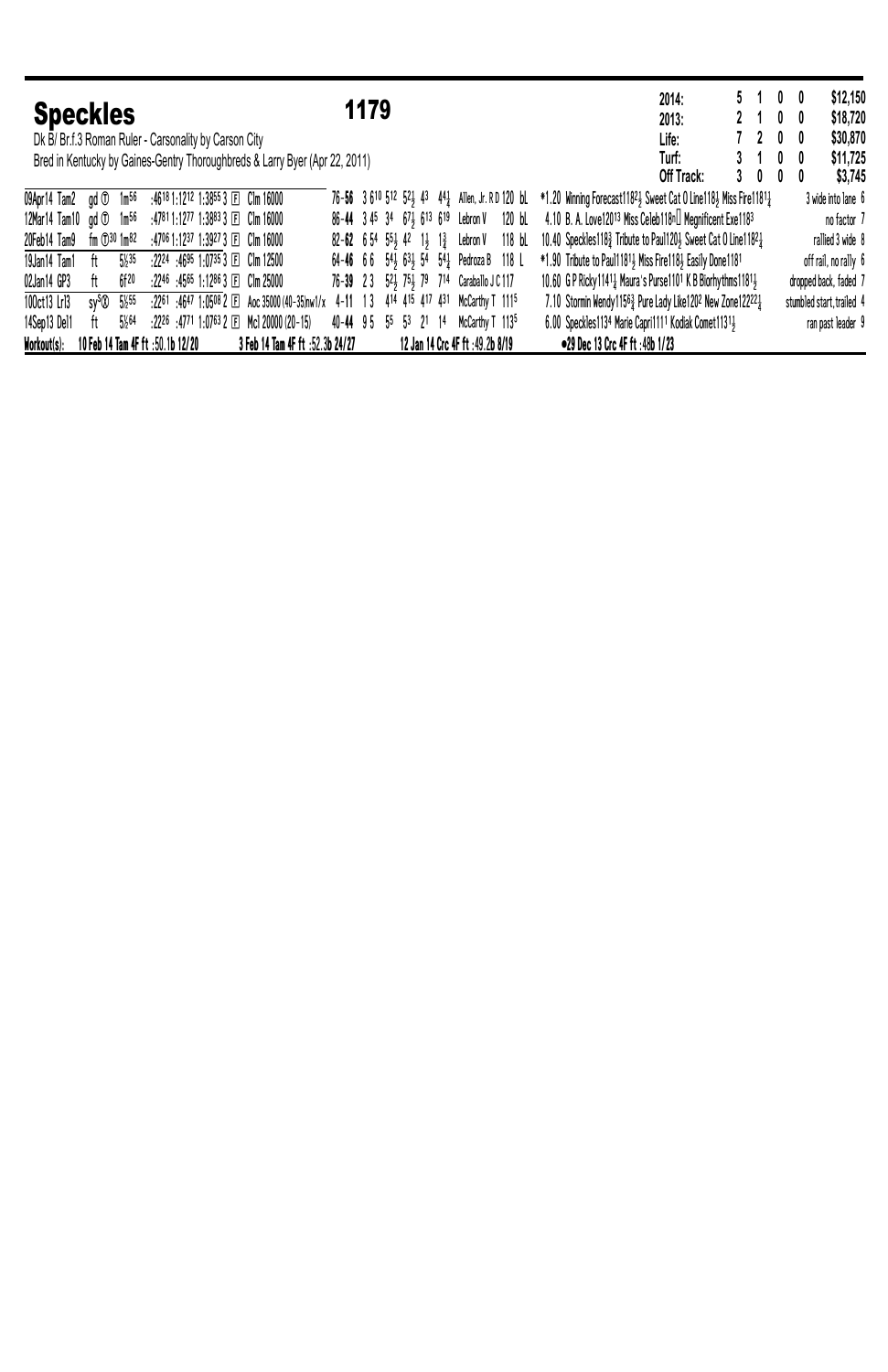## Speckles

**1179**

Dk B/ Br.f.3 Roman Ruler - Carsonality by Carson City

Bred in Kentucky by Gaines-Gentry Thoroughbreds & Larry Byer (Apr 22, 2011)

| | Starts | 1st | 2nd | 3rd | Earnings |
|---|---|---|---|---|---|
| 2014: | 5 | 1 | 0 | 0 | $12,150 |
| 2013: | 2 | 1 | 0 | 0 | $18,720 |
| Life: | 7 | 2 | 0 | 0 | $30,870 |
| Turf: | 3 | 1 | 0 | 0 | $11,725 |
| Off Track: | 3 | 0 | 0 | 0 | $3,745 |

| Date/Race | Cond | Dist | Fractions | Race Type | Speed | Running Line | Jockey/Wt | Odds / Top Finishers | Comment |
|---|---|---|---|---|---|---|---|---|---|
| 09Apr14 Tam2 | gd Ⓣ | 1m56 | :4618 1:1212 1:3855 3 Ⓕ | Clm 16000 | 76-56 | 3 610 512 52½ 43 44¼ | Allen, Jr. R D 120 bL | *1.20 Winning Forecast1182¾ Sweet Cat O Line118½ Miss Fire1181¼ | 3 wide into lane 6 |
| 12Mar14 Tam10 | gd Ⓣ | 1m56 | :4781 1:1277 1:3883 3 Ⓕ | Clm 16000 | 86-44 | 3 45 34 67½ 613 619 | Lebron V 120 bL | 4.10 B. A. Love12013 Miss Celeb118n Megnificent Exe1183 | no factor 7 |
| 20Feb14 Tam9 | fm Ⓣ30 | 1m82 | :4706 1:1237 1:3927 3 Ⓕ | Clm 16000 | 82-62 | 6 54 55½ 42 1½ 1¾ | Lebron V 118 bL | 10.40 Speckles118¾ Tribute to Paul120½ Sweet Cat O Line1182¼ | rallied 3 wide 8 |
| 19Jan14 Tam1 | ft | 5½35 | :2224 :4695 1:0735 3 Ⓕ | Clm 12500 | 64-46 | 6 6 54½ 63½ 54 54¼ | Pedroza B 118 L | *1.90 Tribute to Paul1181½ Miss Fire118½ Easily Done1181 | off rail, no rally 6 |
| 02Jan14 GP3 | ft | 6f20 | :2246 :4565 1:1286 3 Ⓕ | Clm 25000 | 76-39 | 2 3 52½ 75½ 79 714 | Caraballo J C 117 | 10.60 G P Ricky1141¼ Maura's Purse1101 K B Biorhythms1181½ | dropped back, faded 7 |
| 10Oct13 Lrl3 | sy^S Ⓧ | 5½55 | :2261 :4647 1:0508 2 Ⓕ | Aoc 35000 (40-35)nw1/x | 4-11 | 1 3 414 415 417 431 | McCarthy T 1115 | 7.10 Stormin Wendy1156¾ Pure Lady Like1202 New Zone12222¼ | stumbled start, trailed 4 |
| 14Sep13 Del1 | ft | 5½64 | :2226 :4771 1:0763 2 Ⓕ | Mcl 20000 (20-15) | 40-44 | 9 5 55 53 21 14 | McCarthy T 1135 | 6.00 Speckles1134 Marie Capri1111 Kodiak Comet1131½ | ran past leader 9 |

**Workout(s):** 10 Feb 14 Tam 4F ft :50.1b 12/20 &nbsp;&nbsp; 3 Feb 14 Tam 4F ft :52.3b 24/27 &nbsp;&nbsp; 12 Jan 14 Crc 4F ft :49.2b 8/19 &nbsp;&nbsp; ●29 Dec 13 Crc 4F ft :48b 1/23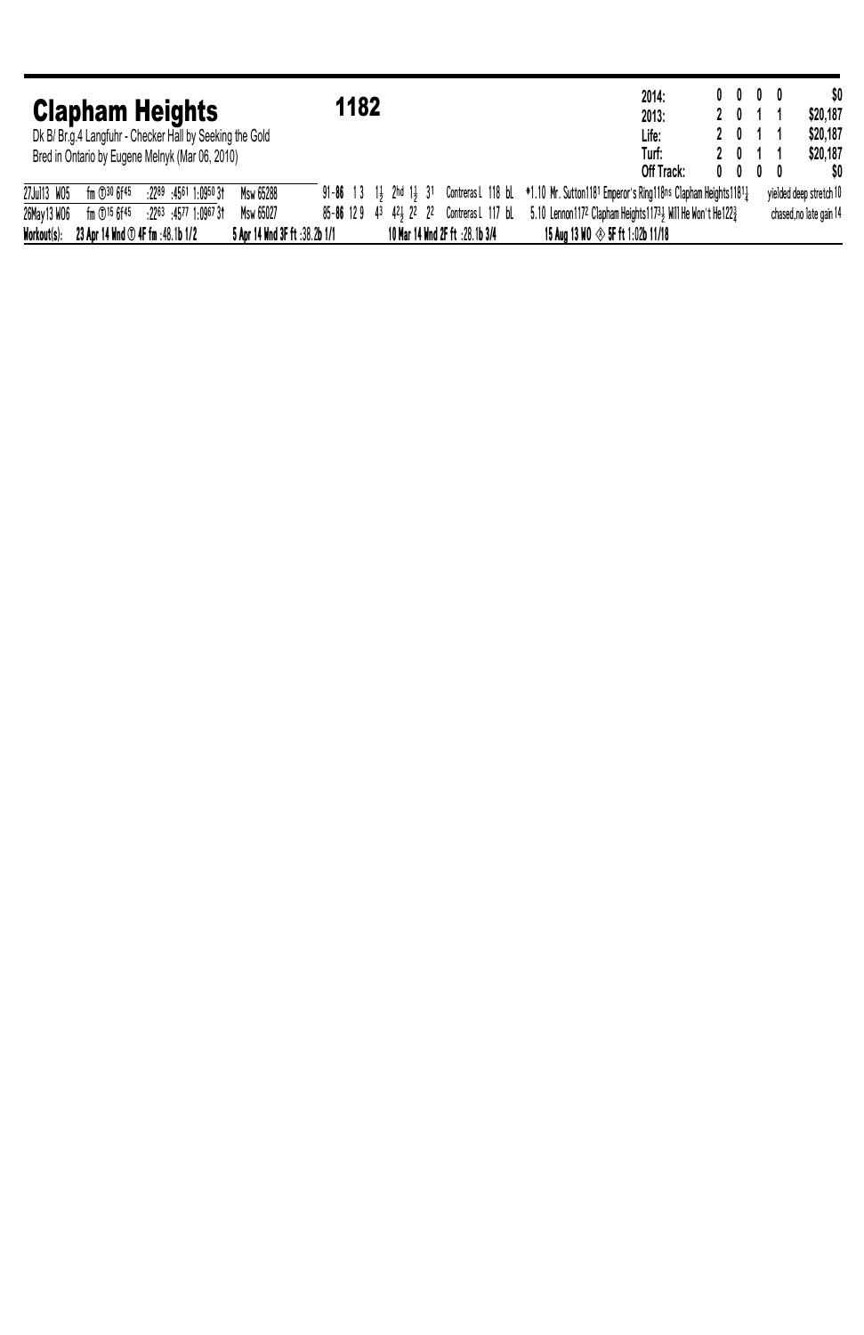## Clapham Heights

**1182**

Dk B/ Br.g.4 Langfuhr - Checker Hall by Seeking the Gold
Bred in Ontario by Eugene Melnyk (Mar 06, 2010)

| | Starts | 1st | 2nd | 3rd | Earnings |
|---|---|---|---|---|---|
| 2014: | 0 | 0 | 0 | 0 | $0 |
| 2013: | 2 | 0 | 1 | 1 | $20,187 |
| Life: | 2 | 0 | 1 | 1 | $20,187 |
| Turf: | 2 | 0 | 1 | 1 | $20,187 |
| Off Track: | 0 | 0 | 0 | 0 | $0 |

| Date/Track | Surface/Dist | Fractions | Race | Figures/Running Line | Jockey/Wt | Odds/Top Finishers | Comment |
|---|---|---|---|---|---|---|---|
| 27Jul13 WO5 | fm Ⓣ30 6f45 | :2289 :4561 1:0950 3↑ | Msw 65288 | 91-**86** 1 3 1½ 2hd 1½ 3¹ | Contreras L 118 bL | *1.10 Mr. Sutton118¹ Emperor's Ring118ns Clapham Heights1181¼ | yielded deep stretch 10 |
| 26May13 WO6 | fm Ⓣ15 6f45 | :2263 :4577 1:0967 3↑ | Msw 65027 | 85-**86** 12 9 4³ 4²½ 2² 2² | Contreras L 117 bL | 5.10 Lennon117² Clapham Heights117³½ Will He Won't He122¾ | chased,no late gain 14 |

**Workout(s):** 23 Apr 14 Wnd Ⓣ 4F fm :48.1b 1/2 | 5 Apr 14 Wnd 3F ft :38.2b 1/1 | 10 Mar 14 Wnd 2F ft :28.1b 3/4 | 15 Aug 13 WO ◈ 5F ft 1:02b 11/18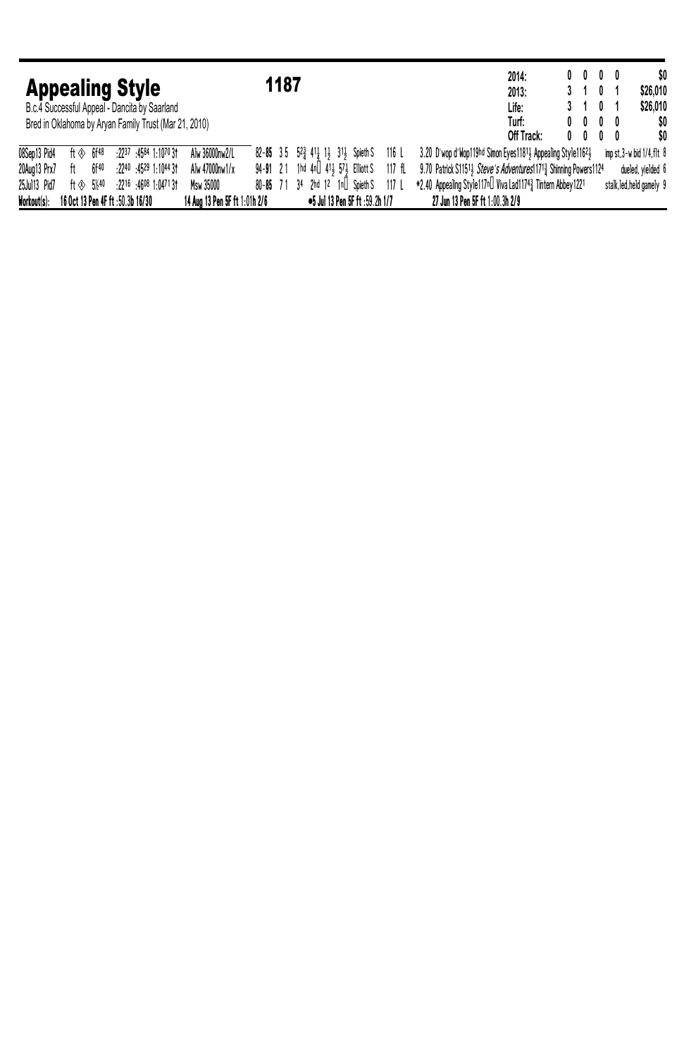## Appealing Style

**1187**

B.c.4 Successful Appeal - Dancita by Saarland

Bred in Oklahoma by Aryan Family Trust (Mar 21, 2010)

| | | | | | |
|---|---|---|---|---|---|
| 2014: | 0 | 0 | 0 | 0 | $0 |
| 2013: | 3 | 1 | 0 | 1 | $26,010 |
| Life: | 3 | 1 | 0 | 1 | $26,010 |
| Turf: | 0 | 0 | 0 | 0 | $0 |
| Off Track: | 0 | 0 | 0 | 0 | $0 |

| Date/Track | Cond | Dist | Fractions | Race Type | Speed | PP/St | Calls | Fin | Jockey | Wt | Odds/Top Finishers | Comment |
|---|---|---|---|---|---|---|---|---|---|---|---|---|
| 08Sep13 Pid4 | ft ◈ | 6f48 | :2237 :4584 1:1070 3↑ | Alw 36000nw2/L | 82-85 | 3 5 | 5 2¾ 4 1¼ 1 ½ | 3 1½ | Spieth S | 116 L | 3.20 D'wop d'Wop119hd Simon Eyes1181½ Appealing Style1162½ | imp st,3-w bid 1/4,flt 8 |
| 20Aug13 Prx7 | ft | 6f40 | :2240 :4529 1:1044 3↑ | Alw 47000nw1/x | 94-91 | 2 1 | 1hd 4n 4 1½ | 5 7½ | Elliott S | 117 fL | 9.70 Patrick S1151½ *Steve's Adventures*1171¾ Shinning Powers1124 | dueled, yielded 6 |
| 25Jul13 Pid7 | ft ◈ | 5½f40 | :2216 :4608 1:0471 3↑ | Msw 35000 | 80-85 | 7 1 | 3 4 2hd 1 2 | 1n | Spieth S | 117 L | *2.40 Appealing Style117n Viva Lad1174¾ Tintern Abbey1221 | stalk,led,held gamely 9 |

**Workout(s):** 16 Oct 13 Pen 4F ft :50.3b 16/30 — 14 Aug 13 Pen 5F ft 1:01h 2/6 — •5 Jul 13 Pen 5F ft :59.2h 1/7 — 27 Jun 13 Pen 5F ft 1:00.3h 2/9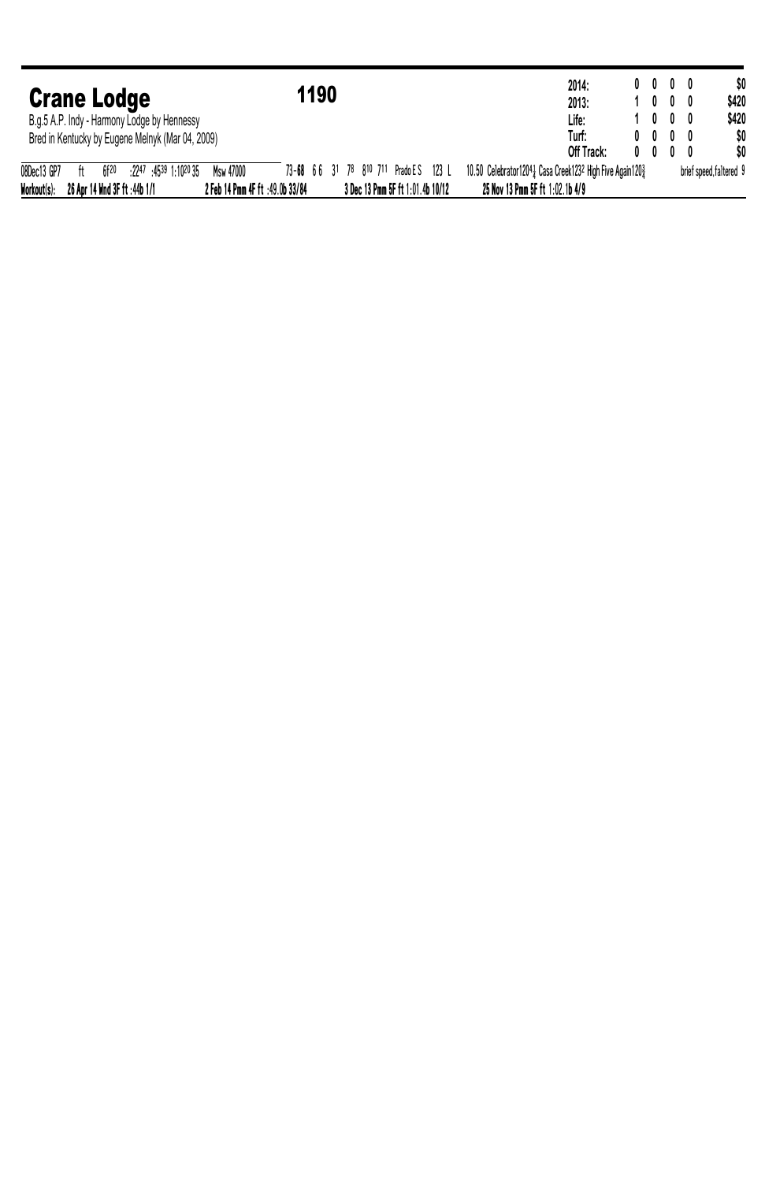## Crane Lodge

**1190**

B.g.5 A.P. Indy - Harmony Lodge by Hennessy
Bred in Kentucky by Eugene Melnyk (Mar 04, 2009)

| | | | | | |
|---|---|---|---|---|---|
| 2014: | 0 | 0 | 0 | 0 | $0 |
| 2013: | 1 | 0 | 0 | 0 | $420 |
| Life: | 1 | 0 | 0 | 0 | $420 |
| Turf: | 0 | 0 | 0 | 0 | $0 |
| Off Track: | 0 | 0 | 0 | 0 | $0 |

08Dec13 GP7 ft 6f20 :2247 :4539 1:1020 35 Msw 47000 73-**68** 6 6 31 78 810 711 Prado E S 123 L 10.50 Celebrator1204¼ Casa Creek1232 High Five Again120¾ brief speed, faltered 9

**Workout(s):** **26 Apr 14 Wnd 3F ft :44b 1/1** **2 Feb 14 Pmm 4F ft :49.0b 33/84** **3 Dec 13 Pmm 5F ft 1:01.4b 10/12** **25 Nov 13 Pmm 5F ft 1:02.1b 4/9**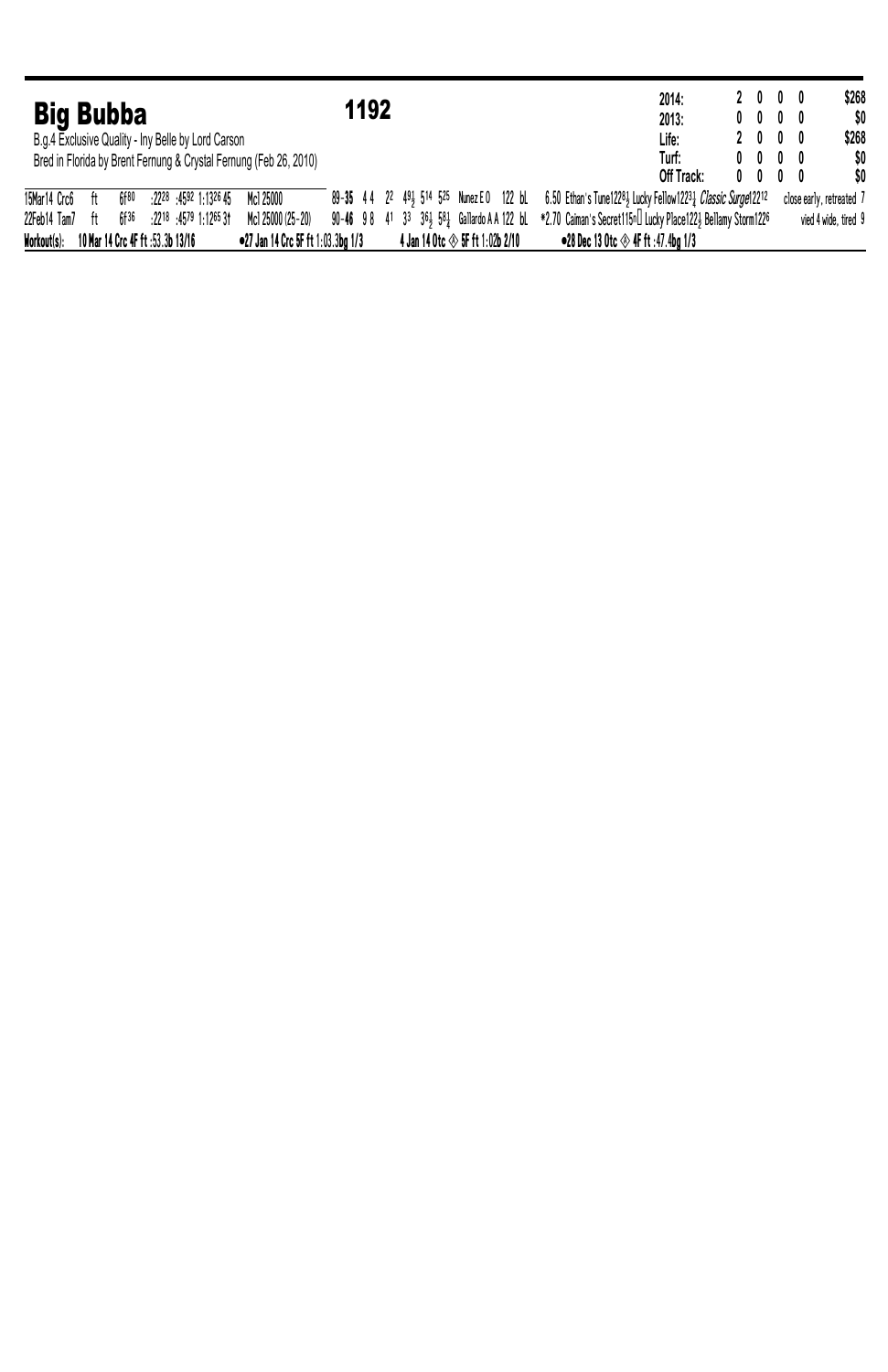## Big Bubba

**1192**

B.g.4 Exclusive Quality - Iny Belle by Lord Carson

Bred in Florida by Brent Fernung & Crystal Fernung (Feb 26, 2010)

| | | | | | |
|---|---|---|---|---|---|
| 2014: | 2 | 0 | 0 | 0 | $268 |
| 2013: | 0 | 0 | 0 | 0 | $0 |
| Life: | 2 | 0 | 0 | 0 | $268 |
| Turf: | 0 | 0 | 0 | 0 | $0 |
| Off Track: | 0 | 0 | 0 | 0 | $0 |

| | | | | | | | | | | | | | | | | | |
|---|---|---|---|---|---|---|---|---|---|---|---|---|---|---|---|---|---|
| 15Mar14 Crc6 | ft | 6f80 | :2228 :4592 1:1326 45 | Mcl 25000 | 89-**35** | 4 | 4 | 2$^2$ | 4$^{9\frac{1}{2}}$ | 5$^{14}$ | 5$^{25}$ | Nunez E O | 122 bL | 6.50 | Ethan's Tune122$^{8\frac{1}{2}}$ Lucky Fellow122$^{3\frac{1}{4}}$ *Classic Surge*122$^{12}$ | close early, retreated | 7 |
| 22Feb14 Tam7 | ft | 6f36 | :2218 :4579 1:1265 3† | Mcl 25000 (25-20) | 90-**46** | 9 | 8 | 4$^1$ | 3$^3$ | 3$^{6\frac{1}{2}}$ | 5$^{8\frac{1}{4}}$ | Gallardo A A | 122 bL | *2.70 | Caiman's Secret115n Lucky Place122$^{\frac{1}{2}}$ Bellamy Storm122$^6$ | vied 4 wide, tired | 9 |

**Workout(s):** 10 Mar 14 Crc 4F ft :53.3b 13/16 ●27 Jan 14 Crc 5F ft 1:03.3bg 1/3 4 Jan 14 Otc ◈ 5F ft 1:02b 2/10 ●28 Dec 13 Otc ◈ 4F ft :47.4bg 1/3